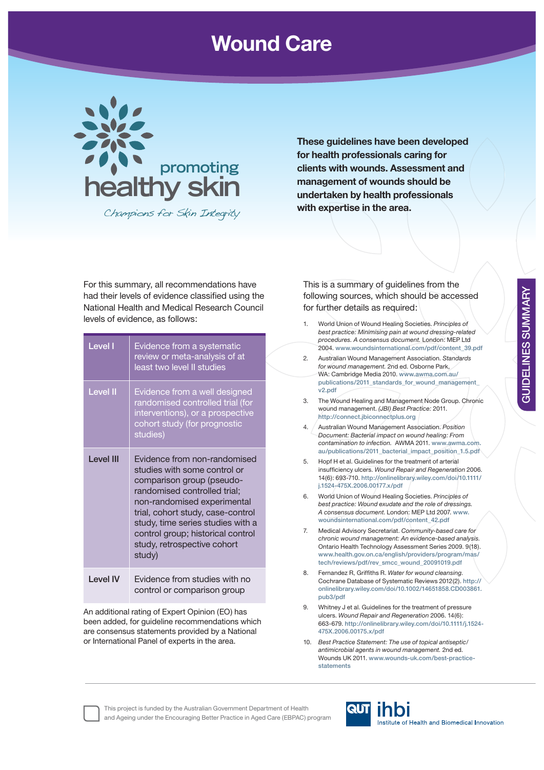# Wound Care

promoting healthy skin

*Champions for Skin Integrity*

**These guidelines have been developed for health professionals caring for clients with wounds. Assessment and management of wounds should be undertaken by health professionals with expertise in the area.**

GUIDELINES SUMMARY

For this summary, all recommendations have had their levels of evidence classified using the National Health and Medical Research Council levels of evidence, as follows:

| Level | Description |
|---|---|
| Level I | Evidence from a systematic review or meta-analysis of at least two level II studies |
| Level II | Evidence from a well designed randomised controlled trial (for interventions), or a prospective cohort study (for prognostic studies) |
| Level III | Evidence from non-randomised studies with some control or comparison group (pseudo-randomised controlled trial; non-randomised experimental trial, cohort study, case-control study, time series studies with a control group; historical control study, retrospective cohort study) |
| Level IV | Evidence from studies with no control or comparison group |

An additional rating of Expert Opinion (EO) has been added, for guideline recommendations which are consensus statements provided by a National or International Panel of experts in the area.

This is a summary of guidelines from the following sources, which should be accessed for further details as required:

1. World Union of Wound Healing Societies. *Principles of best practice: Minimising pain at wound dressing-related procedures. A consensus document.* London: MEP Ltd 2004. www.woundsinternational.com/pdf/content_39.pdf
2. Australian Wound Management Association. *Standards for wound management.* 2nd ed. Osborne Park, WA: Cambridge Media 2010. www.awma.com.au/publications/2011_standards_for_wound_management_v2.pdf
3. The Wound Healing and Management Node Group. Chronic wound management. *(JBI) Best Practice:* 2011. http://connect.jbiconnectplus.org
4. Australian Wound Management Association. *Position Document: Bacterial impact on wound healing: From contamination to infection.* AWMA 2011. www.awma.com.au/publications/2011_bacterial_impact_position_1.5.pdf
5. Hopf H et al. Guidelines for the treatment of arterial insufficiency ulcers. *Wound Repair and Regeneration* 2006. 14(6): 693-710. http://onlinelibrary.wiley.com/doi/10.1111/j.1524-475X.2006.00177.x/pdf
6. World Union of Wound Healing Societies. *Principles of best practice: Wound exudate and the role of dressings. A consensus document.* London: MEP Ltd 2007. www.woundsinternational.com/pdf/content_42.pdf
7. Medical Advisory Secretariat. *Community-based care for chronic wound management: An evidence-based analysis.* Ontario Health Technology Assessment Series 2009. 9(18). www.health.gov.on.ca/english/providers/program/mas/tech/reviews/pdf/rev_smcc_wound_20091019.pdf
8. Fernandez R, Griffiths R. *Water for wound cleansing.* Cochrane Database of Systematic Reviews 2012(2). http://onlinelibrary.wiley.com/doi/10.1002/14651858.CD003861.pub3/pdf
9. Whitney J et al. Guidelines for the treatment of pressure ulcers. *Wound Repair and Regeneration* 2006. 14(6): 663-679. http://onlinelibrary.wiley.com/doi/10.1111/j.1524-475X.2006.00175.x/pdf
10. *Best Practice Statement: The use of topical antiseptic/antimicrobial agents in wound management.* 2nd ed. Wounds UK 2011. www.wounds-uk.com/best-practice-statements

This project is funded by the Australian Government Department of Health and Ageing under the Encouraging Better Practice in Aged Care (EBPAC) program

QUT ihbi Institute of Health and Biomedical Innovation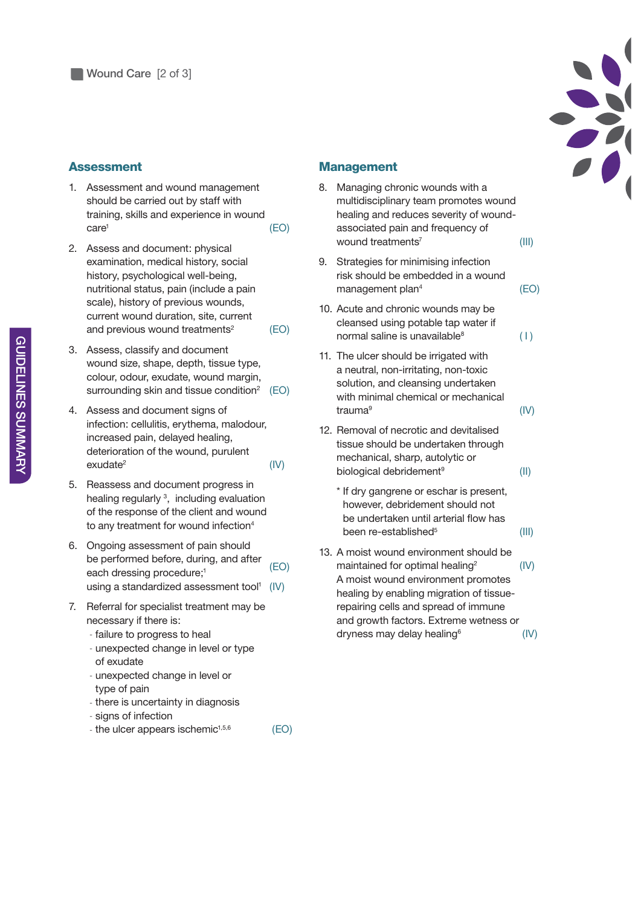## Wound Care [2 of 3]

### Assessment

1. Assessment and wound management should be carried out by staff with training, skills and experience in wound care[1] (EO)

2. Assess and document: physical examination, medical history, social history, psychological well-being, nutritional status, pain (include a pain scale), history of previous wounds, current wound duration, site, current and previous wound treatments[2] (EO)

3. Assess, classify and document wound size, shape, depth, tissue type, colour, odour, exudate, wound margin, surrounding skin and tissue condition[2] (EO)

4. Assess and document signs of infection: cellulitis, erythema, malodour, increased pain, delayed healing, deterioration of the wound, purulent exudate[2] (IV)

5. Reassess and document progress in healing regularly [3], including evaluation of the response of the client and wound to any treatment for wound infection[4]

6. Ongoing assessment of pain should be performed before, during, and after each dressing procedure;[1] (EO) using a standardized assessment tool[1] (IV)

7. Referral for specialist treatment may be necessary if there is:
   - failure to progress to heal
   - unexpected change in level or type of exudate
   - unexpected change in level or type of pain
   - there is uncertainty in diagnosis
   - signs of infection
   - the ulcer appears ischemic[1,5,6] (EO)

### Management

8. Managing chronic wounds with a multidisciplinary team promotes wound healing and reduces severity of wound-associated pain and frequency of wound treatments[7] (III)

9. Strategies for minimising infection risk should be embedded in a wound management plan[4] (EO)

10. Acute and chronic wounds may be cleansed using potable tap water if normal saline is unavailable[8] (I)

11. The ulcer should be irrigated with a neutral, non-irritating, non-toxic solution, and cleansing undertaken with minimal chemical or mechanical trauma[9] (IV)

12. Removal of necrotic and devitalised tissue should be undertaken through mechanical, sharp, autolytic or biological debridement[9] (II)

    * If dry gangrene or eschar is present, however, debridement should not be undertaken until arterial flow has been re-established[5] (III)

13. A moist wound environment should be maintained for optimal healing[2] (IV) A moist wound environment promotes healing by enabling migration of tissue-repairing cells and spread of immune and growth factors. Extreme wetness or dryness may delay healing[6] (IV)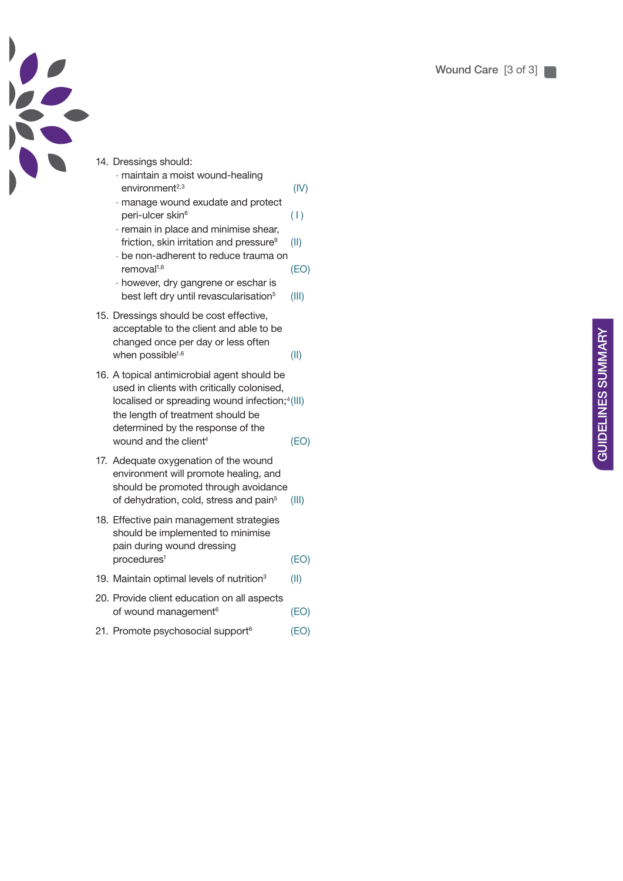14. Dressings should:
    - maintain a moist wound-healing environment[2,3] (IV)
    - manage wound exudate and protect peri-ulcer skin[6] ( I )
    - remain in place and minimise shear, friction, skin irritation and pressure[9] (II)
    - be non-adherent to reduce trauma on removal[1,6] (EO)
    - however, dry gangrene or eschar is best left dry until revascularisation[5] (III)
15. Dressings should be cost effective, acceptable to the client and able to be changed once per day or less often when possible[1,6] (II)
16. A topical antimicrobial agent should be used in clients with critically colonised, localised or spreading wound infection;[4] (III) the length of treatment should be determined by the response of the wound and the client[4] (EO)
17. Adequate oxygenation of the wound environment will promote healing, and should be promoted through avoidance of dehydration, cold, stress and pain[5] (III)
18. Effective pain management strategies should be implemented to minimise pain during wound dressing procedures[1] (EO)
19. Maintain optimal levels of nutrition[3] (II)
20. Provide client education on all aspects of wound management[6] (EO)
21. Promote psychosocial support[6] (EO)

GUIDELINES SUMMARY